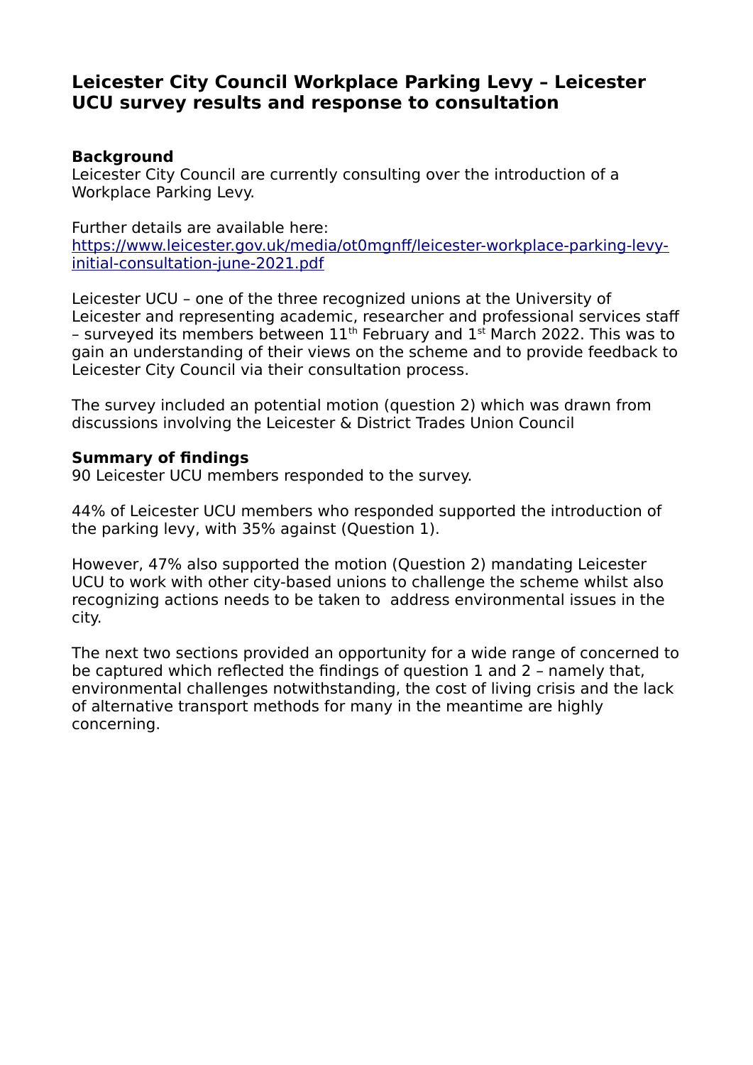# Leicester City Council Workplace Parking Levy – Leicester UCU survey results and response to consultation

**Background**

Leicester City Council are currently consulting over the introduction of a Workplace Parking Levy.

Further details are available here: [https://www.leicester.gov.uk/media/ot0mgnff/leicester-workplace-parking-levy-initial-consultation-june-2021.pdf](https://www.leicester.gov.uk/media/ot0mgnff/leicester-workplace-parking-levy-initial-consultation-june-2021.pdf)

Leicester UCU – one of the three recognized unions at the University of Leicester and representing academic, researcher and professional services staff – surveyed its members between 11th February and 1st March 2022. This was to gain an understanding of their views on the scheme and to provide feedback to Leicester City Council via their consultation process.

The survey included an potential motion (question 2) which was drawn from discussions involving the Leicester & District Trades Union Council

**Summary of findings**

90 Leicester UCU members responded to the survey.

44% of Leicester UCU members who responded supported the introduction of the parking levy, with 35% against (Question 1).

However, 47% also supported the motion (Question 2) mandating Leicester UCU to work with other city-based unions to challenge the scheme whilst also recognizing actions needs to be taken to address environmental issues in the city.

The next two sections provided an opportunity for a wide range of concerned to be captured which reflected the findings of question 1 and 2 – namely that, environmental challenges notwithstanding, the cost of living crisis and the lack of alternative transport methods for many in the meantime are highly concerning.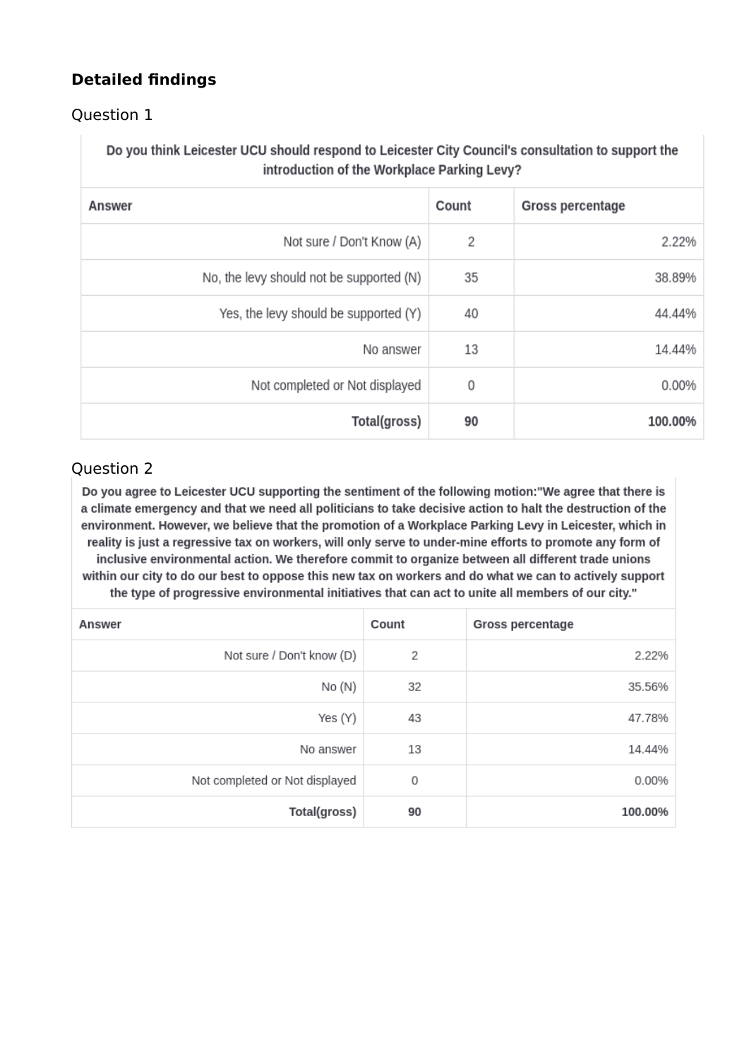## Detailed findings

Question 1

| Do you think Leicester UCU should respond to Leicester City Council's consultation to support the introduction of the Workplace Parking Levy? | | |
|---|---|---|
| **Answer** | **Count** | **Gross percentage** |
| Not sure / Don't Know (A) | 2 | 2.22% |
| No, the levy should not be supported (N) | 35 | 38.89% |
| Yes, the levy should be supported (Y) | 40 | 44.44% |
| No answer | 13 | 14.44% |
| Not completed or Not displayed | 0 | 0.00% |
| **Total(gross)** | **90** | **100.00%** |

Question 2

| Do you agree to Leicester UCU supporting the sentiment of the following motion:"We agree that there is a climate emergency and that we need all politicians to take decisive action to halt the destruction of the environment. However, we believe that the promotion of a Workplace Parking Levy in Leicester, which in reality is just a regressive tax on workers, will only serve to under-mine efforts to promote any form of inclusive environmental action. We therefore commit to organize between all different trade unions within our city to do our best to oppose this new tax on workers and do what we can to actively support the type of progressive environmental initiatives that can act to unite all members of our city." | | |
|---|---|---|
| **Answer** | **Count** | **Gross percentage** |
| Not sure / Don't know (D) | 2 | 2.22% |
| No (N) | 32 | 35.56% |
| Yes (Y) | 43 | 47.78% |
| No answer | 13 | 14.44% |
| Not completed or Not displayed | 0 | 0.00% |
| **Total(gross)** | **90** | **100.00%** |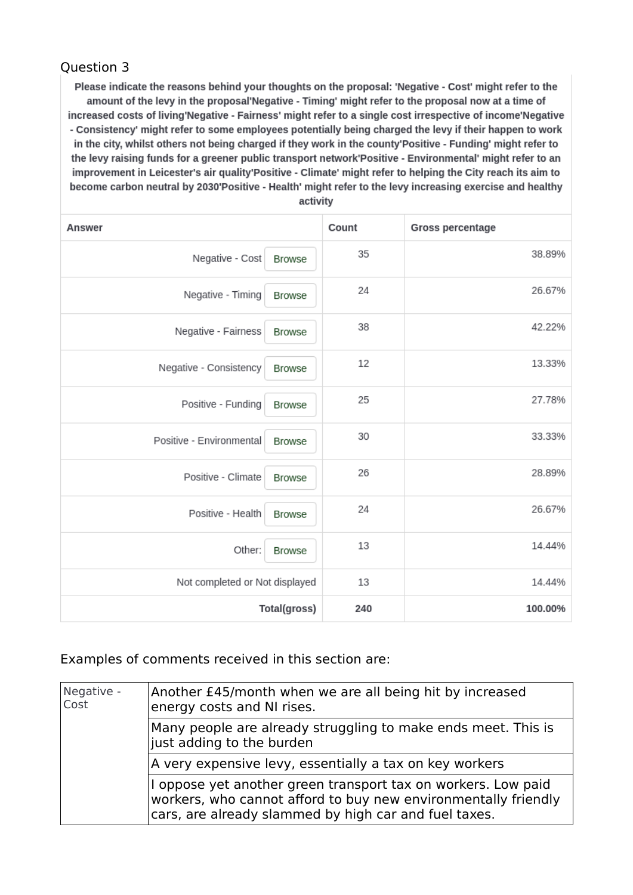Question 3

**Please indicate the reasons behind your thoughts on the proposal: 'Negative - Cost' might refer to the amount of the levy in the proposal'Negative - Timing' might refer to the proposal now at a time of increased costs of living'Negative - Fairness' might refer to a single cost irrespective of income'Negative - Consistency' might refer to some employees potentially being charged the levy if their happen to work in the city, whilst others not being charged if they work in the county'Positive - Funding' might refer to the levy raising funds for a greener public transport network'Positive - Environmental' might refer to an improvement in Leicester's air quality'Positive - Climate' might refer to helping the City reach its aim to become carbon neutral by 2030'Positive - Health' might refer to the levy increasing exercise and healthy activity**

| Answer | Count | Gross percentage |
|---|---|---|
| Negative - Cost | 35 | 38.89% |
| Negative - Timing | 24 | 26.67% |
| Negative - Fairness | 38 | 42.22% |
| Negative - Consistency | 12 | 13.33% |
| Positive - Funding | 25 | 27.78% |
| Positive - Environmental | 30 | 33.33% |
| Positive - Climate | 26 | 28.89% |
| Positive - Health | 24 | 26.67% |
| Other: | 13 | 14.44% |
| Not completed or Not displayed | 13 | 14.44% |
| **Total(gross)** | **240** | **100.00%** |

Examples of comments received in this section are:

| | |
|---|---|
| Negative - Cost | Another £45/month when we are all being hit by increased energy costs and NI rises. |
| | Many people are already struggling to make ends meet. This is just adding to the burden |
| | A very expensive levy, essentially a tax on key workers |
| | I oppose yet another green transport tax on workers. Low paid workers, who cannot afford to buy new environmentally friendly cars, are already slammed by high car and fuel taxes. |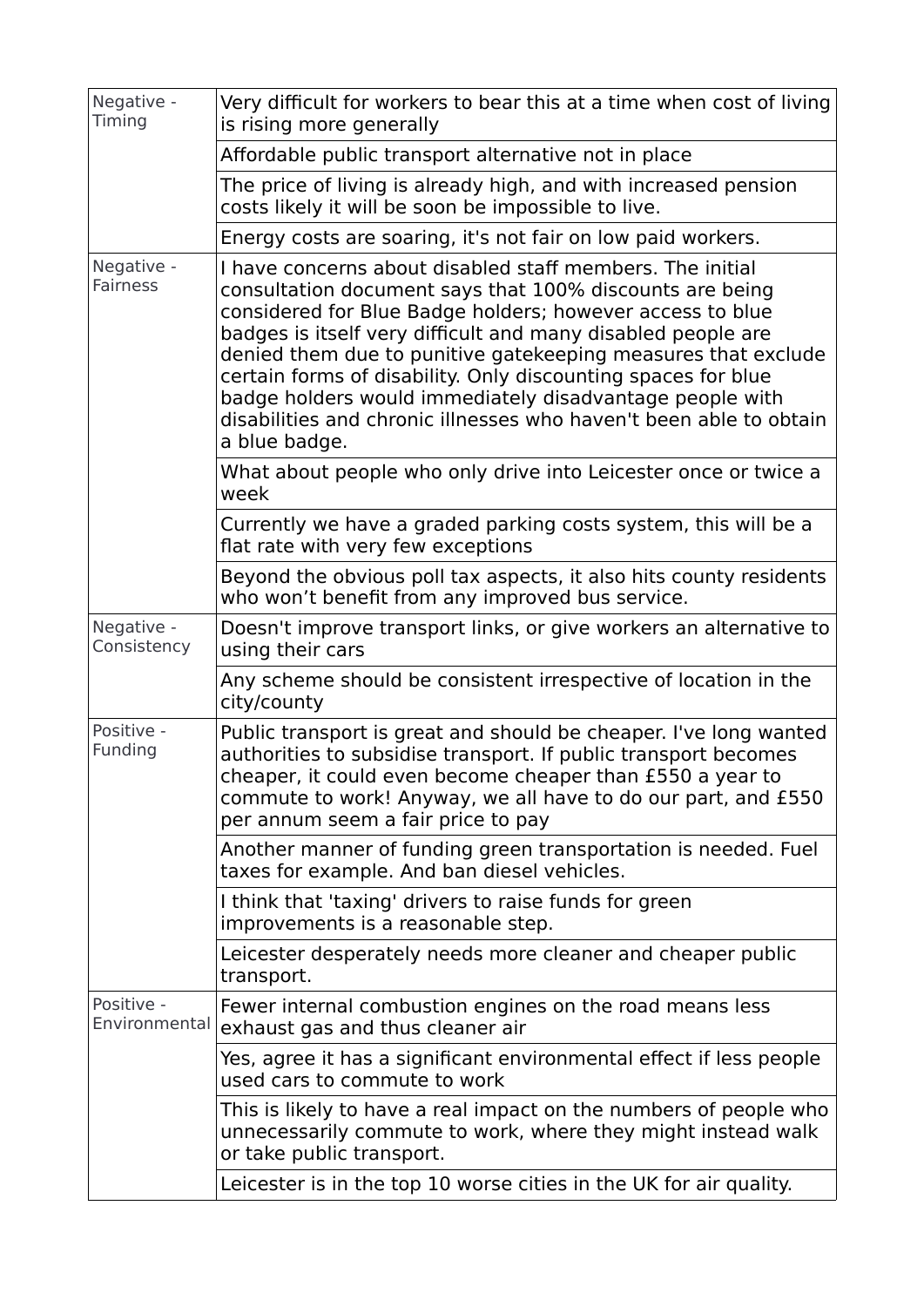| | |
|---|---|
| Negative - Timing | Very difficult for workers to bear this at a time when cost of living is rising more generally |
| | Affordable public transport alternative not in place |
| | The price of living is already high, and with increased pension costs likely it will be soon be impossible to live. |
| | Energy costs are soaring, it's not fair on low paid workers. |
| Negative - Fairness | I have concerns about disabled staff members. The initial consultation document says that 100% discounts are being considered for Blue Badge holders; however access to blue badges is itself very difficult and many disabled people are denied them due to punitive gatekeeping measures that exclude certain forms of disability. Only discounting spaces for blue badge holders would immediately disadvantage people with disabilities and chronic illnesses who haven't been able to obtain a blue badge. |
| | What about people who only drive into Leicester once or twice a week |
| | Currently we have a graded parking costs system, this will be a flat rate with very few exceptions |
| | Beyond the obvious poll tax aspects, it also hits county residents who won't benefit from any improved bus service. |
| Negative - Consistency | Doesn't improve transport links, or give workers an alternative to using their cars |
| | Any scheme should be consistent irrespective of location in the city/county |
| Positive - Funding | Public transport is great and should be cheaper. I've long wanted authorities to subsidise transport. If public transport becomes cheaper, it could even become cheaper than £550 a year to commute to work! Anyway, we all have to do our part, and £550 per annum seem a fair price to pay |
| | Another manner of funding green transportation is needed. Fuel taxes for example. And ban diesel vehicles. |
| | I think that 'taxing' drivers to raise funds for green improvements is a reasonable step. |
| | Leicester desperately needs more cleaner and cheaper public transport. |
| Positive - Environmental | Fewer internal combustion engines on the road means less exhaust gas and thus cleaner air |
| | Yes, agree it has a significant environmental effect if less people used cars to commute to work |
| | This is likely to have a real impact on the numbers of people who unnecessarily commute to work, where they might instead walk or take public transport. |
| | Leicester is in the top 10 worse cities in the UK for air quality. |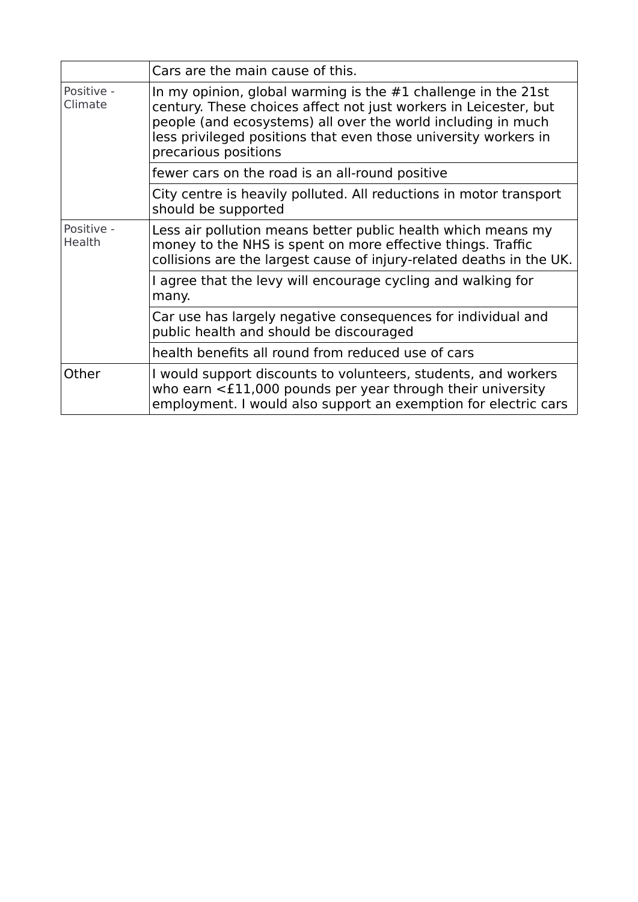| | |
|---|---|
| | Cars are the main cause of this. |
| Positive - Climate | In my opinion, global warming is the #1 challenge in the 21st century. These choices affect not just workers in Leicester, but people (and ecosystems) all over the world including in much less privileged positions that even those university workers in precarious positions |
| | fewer cars on the road is an all-round positive |
| | City centre is heavily polluted. All reductions in motor transport should be supported |
| Positive - Health | Less air pollution means better public health which means my money to the NHS is spent on more effective things. Traffic collisions are the largest cause of injury-related deaths in the UK. |
| | I agree that the levy will encourage cycling and walking for many. |
| | Car use has largely negative consequences for individual and public health and should be discouraged |
| | health benefits all round from reduced use of cars |
| Other | I would support discounts to volunteers, students, and workers who earn <£11,000 pounds per year through their university employment. I would also support an exemption for electric cars |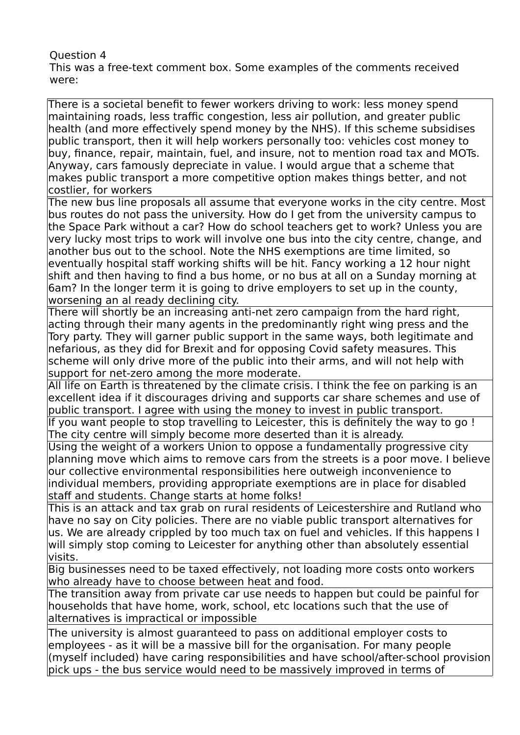Question 4
This was a free-text comment box. Some examples of the comments received were:

| |
|---|
| There is a societal benefit to fewer workers driving to work: less money spend maintaining roads, less traffic congestion, less air pollution, and greater public health (and more effectively spend money by the NHS). If this scheme subsidises public transport, then it will help workers personally too: vehicles cost money to buy, finance, repair, maintain, fuel, and insure, not to mention road tax and MOTs. Anyway, cars famously depreciate in value. I would argue that a scheme that makes public transport a more competitive option makes things better, and not costlier, for workers |
| The new bus line proposals all assume that everyone works in the city centre. Most bus routes do not pass the university. How do I get from the university campus to the Space Park without a car? How do school teachers get to work? Unless you are very lucky most trips to work will involve one bus into the city centre, change, and another bus out to the school. Note the NHS exemptions are time limited, so eventually hospital staff working shifts will be hit. Fancy working a 12 hour night shift and then having to find a bus home, or no bus at all on a Sunday morning at 6am? In the longer term it is going to drive employers to set up in the county, worsening an al ready declining city. |
| There will shortly be an increasing anti-net zero campaign from the hard right, acting through their many agents in the predominantly right wing press and the Tory party. They will garner public support in the same ways, both legitimate and nefarious, as they did for Brexit and for opposing Covid safety measures. This scheme will only drive more of the public into their arms, and will not help with support for net-zero among the more moderate. |
| All life on Earth is threatened by the climate crisis. I think the fee on parking is an excellent idea if it discourages driving and supports car share schemes and use of public transport. I agree with using the money to invest in public transport. |
| If you want people to stop travelling to Leicester, this is definitely the way to go ! The city centre will simply become more deserted than it is already. |
| Using the weight of a workers Union to oppose a fundamentally progressive city planning move which aims to remove cars from the streets is a poor move. I believe our collective environmental responsibilities here outweigh inconvenience to individual members, providing appropriate exemptions are in place for disabled staff and students. Change starts at home folks! |
| This is an attack and tax grab on rural residents of Leicestershire and Rutland who have no say on City policies. There are no viable public transport alternatives for us. We are already crippled by too much tax on fuel and vehicles. If this happens I will simply stop coming to Leicester for anything other than absolutely essential visits. |
| Big businesses need to be taxed effectively, not loading more costs onto workers who already have to choose between heat and food. |
| The transition away from private car use needs to happen but could be painful for households that have home, work, school, etc locations such that the use of alternatives is impractical or impossible |
| The university is almost guaranteed to pass on additional employer costs to employees - as it will be a massive bill for the organisation. For many people (myself included) have caring responsibilities and have school/after-school provision pick ups - the bus service would need to be massively improved in terms of |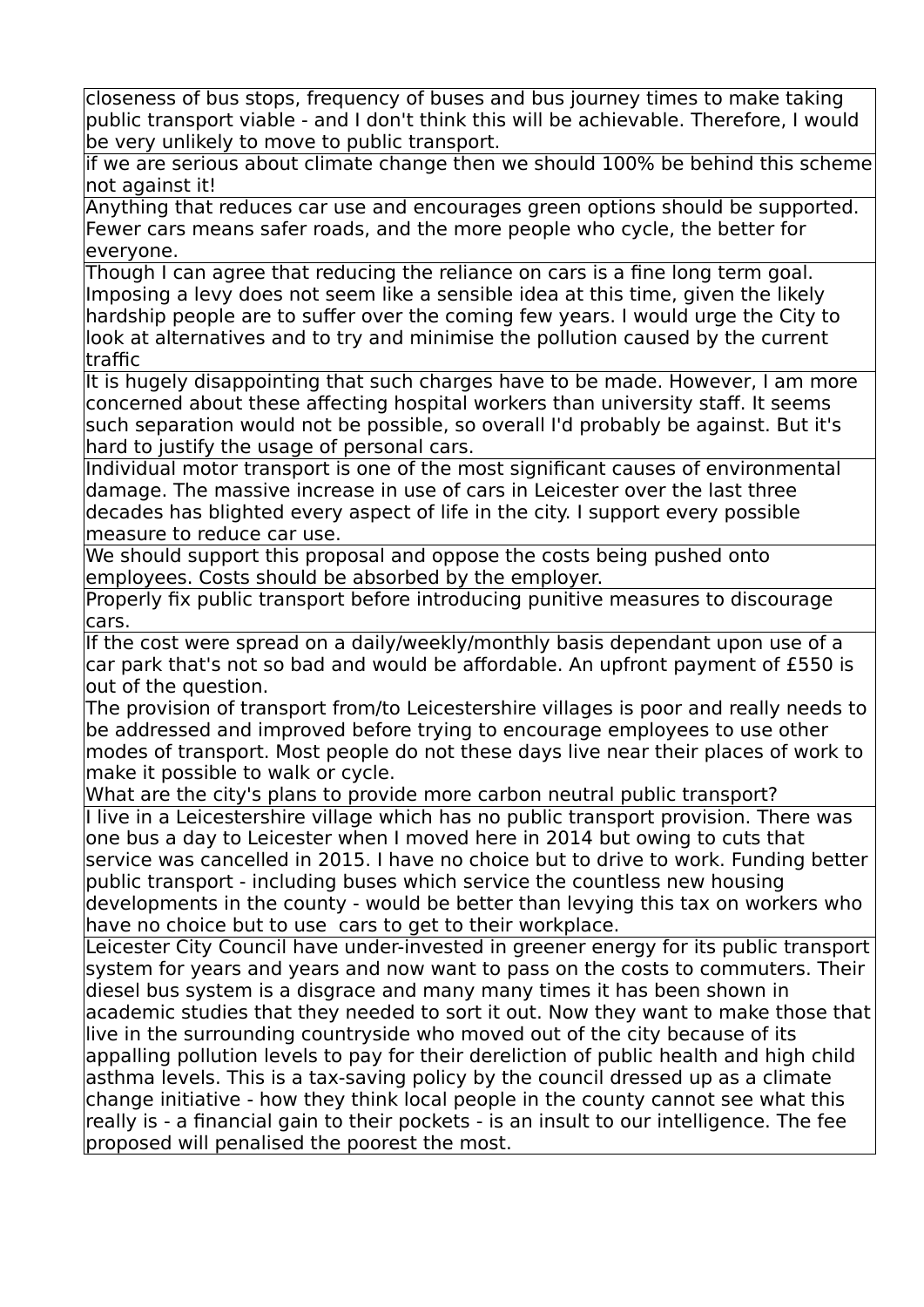| |
|---|
| closeness of bus stops, frequency of buses and bus journey times to make taking public transport viable - and I don't think this will be achievable. Therefore, I would be very unlikely to move to public transport. |
| if we are serious about climate change then we should 100% be behind this scheme not against it! |
| Anything that reduces car use and encourages green options should be supported. Fewer cars means safer roads, and the more people who cycle, the better for everyone. |
| Though I can agree that reducing the reliance on cars is a fine long term goal. Imposing a levy does not seem like a sensible idea at this time, given the likely hardship people are to suffer over the coming few years. I would urge the City to look at alternatives and to try and minimise the pollution caused by the current traffic |
| It is hugely disappointing that such charges have to be made. However, I am more concerned about these affecting hospital workers than university staff. It seems such separation would not be possible, so overall I'd probably be against. But it's hard to justify the usage of personal cars. |
| Individual motor transport is one of the most significant causes of environmental damage. The massive increase in use of cars in Leicester over the last three decades has blighted every aspect of life in the city. I support every possible measure to reduce car use. |
| We should support this proposal and oppose the costs being pushed onto employees. Costs should be absorbed by the employer. |
| Properly fix public transport before introducing punitive measures to discourage cars. |
| If the cost were spread on a daily/weekly/monthly basis dependant upon use of a car park that's not so bad and would be affordable. An upfront payment of £550 is out of the question.<br>The provision of transport from/to Leicestershire villages is poor and really needs to be addressed and improved before trying to encourage employees to use other modes of transport. Most people do not these days live near their places of work to make it possible to walk or cycle.<br>What are the city's plans to provide more carbon neutral public transport? |
| I live in a Leicestershire village which has no public transport provision. There was one bus a day to Leicester when I moved here in 2014 but owing to cuts that service was cancelled in 2015. I have no choice but to drive to work. Funding better public transport - including buses which service the countless new housing developments in the county - would be better than levying this tax on workers who have no choice but to use cars to get to their workplace. |
| Leicester City Council have under-invested in greener energy for its public transport system for years and years and now want to pass on the costs to commuters. Their diesel bus system is a disgrace and many many times it has been shown in academic studies that they needed to sort it out. Now they want to make those that live in the surrounding countryside who moved out of the city because of its appalling pollution levels to pay for their dereliction of public health and high child asthma levels. This is a tax-saving policy by the council dressed up as a climate change initiative - how they think local people in the county cannot see what this really is - a financial gain to their pockets - is an insult to our intelligence. The fee proposed will penalised the poorest the most. |